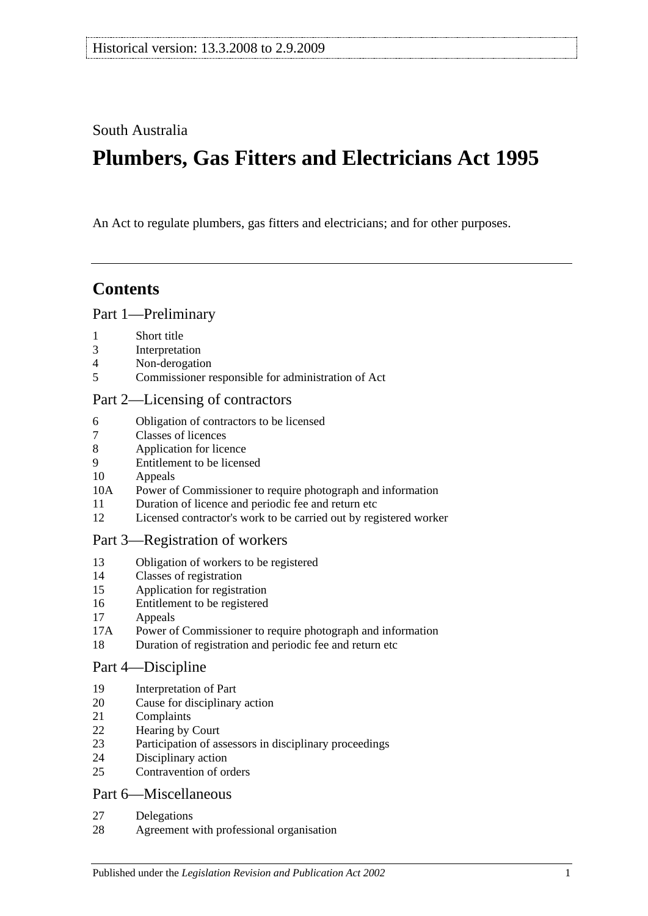South Australia

# Plumbers, Gas Fitters and Electricians Act 1995

An Act to regulate plumbers, gas fitters and electricians; and for other purposes.

## Contents

### Part 1—Preliminary

- 1 Short title
- 3 Interpretation
- 4 Non-derogation
- 5 Commissioner responsible for administration of Act

### Part 2—Licensing of contractors

- 6 Obligation of contractors to be licensed
- 7 Classes of licences
- 8 Application for licence
- 9 Entitlement to be licensed
- 10 Appeals
- 10A Power of Commissioner to require photograph and information
- 11 Duration of licence and periodic fee and return etc
- 12 Licensed contractor's work to be carried out by registered worker

### Part 3—Registration of workers

- 13 Obligation of workers to be registered
- 14 Classes of registration
- 15 Application for registration
- 16 Entitlement to be registered
- 17 Appeals
- 17A Power of Commissioner to require photograph and information
- 18 Duration of registration and periodic fee and return etc

### Part 4—Discipline

- 19 Interpretation of Part
- 20 Cause for disciplinary action
- 21 Complaints
- 22 Hearing by Court
- 23 Participation of assessors in disciplinary proceedings
- 24 Disciplinary action
- 25 Contravention of orders

### Part 6—Miscellaneous

- 27 Delegations
- 28 Agreement with professional organisation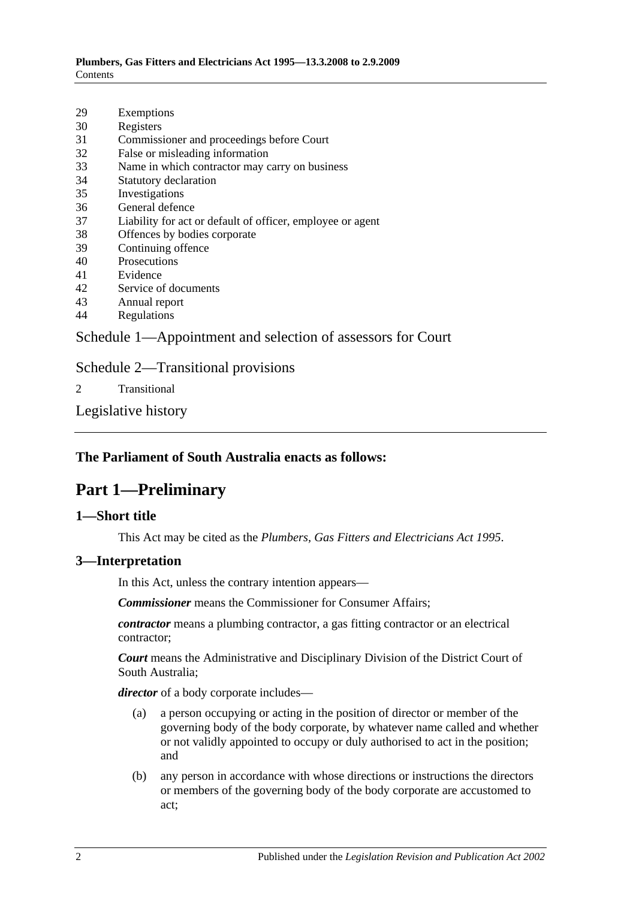29 Exemptions
30 Registers
31 Commissioner and proceedings before Court
32 False or misleading information
33 Name in which contractor may carry on business
34 Statutory declaration
35 Investigations
36 General defence
37 Liability for act or default of officer, employee or agent
38 Offences by bodies corporate
39 Continuing offence
40 Prosecutions
41 Evidence
42 Service of documents
43 Annual report
44 Regulations

Schedule 1—Appointment and selection of assessors for Court

Schedule 2—Transitional provisions

2 Transitional

Legislative history

**The Parliament of South Australia enacts as follows:**

# Part 1—Preliminary

## 1—Short title

This Act may be cited as the *Plumbers, Gas Fitters and Electricians Act 1995*.

## 3—Interpretation

In this Act, unless the contrary intention appears—

***Commissioner*** means the Commissioner for Consumer Affairs;

***contractor*** means a plumbing contractor, a gas fitting contractor or an electrical contractor;

***Court*** means the Administrative and Disciplinary Division of the District Court of South Australia;

***director*** of a body corporate includes—

(a) a person occupying or acting in the position of director or member of the governing body of the body corporate, by whatever name called and whether or not validly appointed to occupy or duly authorised to act in the position; and

(b) any person in accordance with whose directions or instructions the directors or members of the governing body of the body corporate are accustomed to act;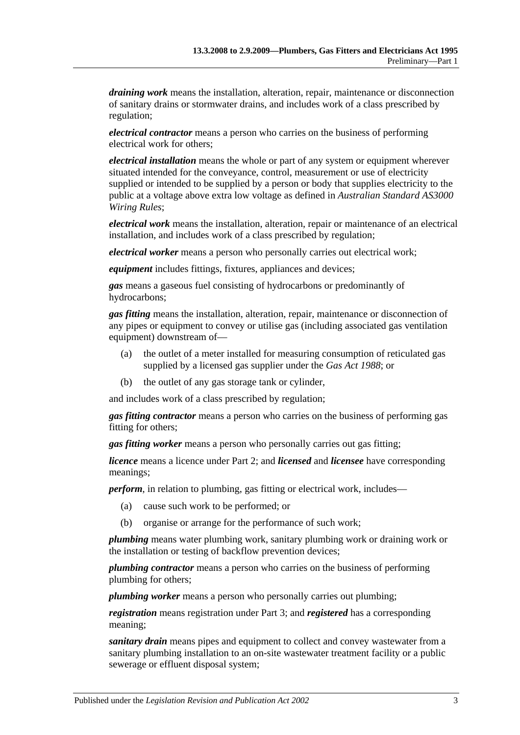***draining work*** means the installation, alteration, repair, maintenance or disconnection of sanitary drains or stormwater drains, and includes work of a class prescribed by regulation;

***electrical contractor*** means a person who carries on the business of performing electrical work for others;

***electrical installation*** means the whole or part of any system or equipment wherever situated intended for the conveyance, control, measurement or use of electricity supplied or intended to be supplied by a person or body that supplies electricity to the public at a voltage above extra low voltage as defined in *Australian Standard AS3000 Wiring Rules*;

***electrical work*** means the installation, alteration, repair or maintenance of an electrical installation, and includes work of a class prescribed by regulation;

***electrical worker*** means a person who personally carries out electrical work;

***equipment*** includes fittings, fixtures, appliances and devices;

***gas*** means a gaseous fuel consisting of hydrocarbons or predominantly of hydrocarbons;

***gas fitting*** means the installation, alteration, repair, maintenance or disconnection of any pipes or equipment to convey or utilise gas (including associated gas ventilation equipment) downstream of—

(a) the outlet of a meter installed for measuring consumption of reticulated gas supplied by a licensed gas supplier under the *Gas Act 1988*; or

(b) the outlet of any gas storage tank or cylinder,

and includes work of a class prescribed by regulation;

***gas fitting contractor*** means a person who carries on the business of performing gas fitting for others;

***gas fitting worker*** means a person who personally carries out gas fitting;

***licence*** means a licence under Part 2; and ***licensed*** and ***licensee*** have corresponding meanings;

***perform***, in relation to plumbing, gas fitting or electrical work, includes—

(a) cause such work to be performed; or

(b) organise or arrange for the performance of such work;

***plumbing*** means water plumbing work, sanitary plumbing work or draining work or the installation or testing of backflow prevention devices;

***plumbing contractor*** means a person who carries on the business of performing plumbing for others;

***plumbing worker*** means a person who personally carries out plumbing;

***registration*** means registration under Part 3; and ***registered*** has a corresponding meaning;

***sanitary drain*** means pipes and equipment to collect and convey wastewater from a sanitary plumbing installation to an on-site wastewater treatment facility or a public sewerage or effluent disposal system;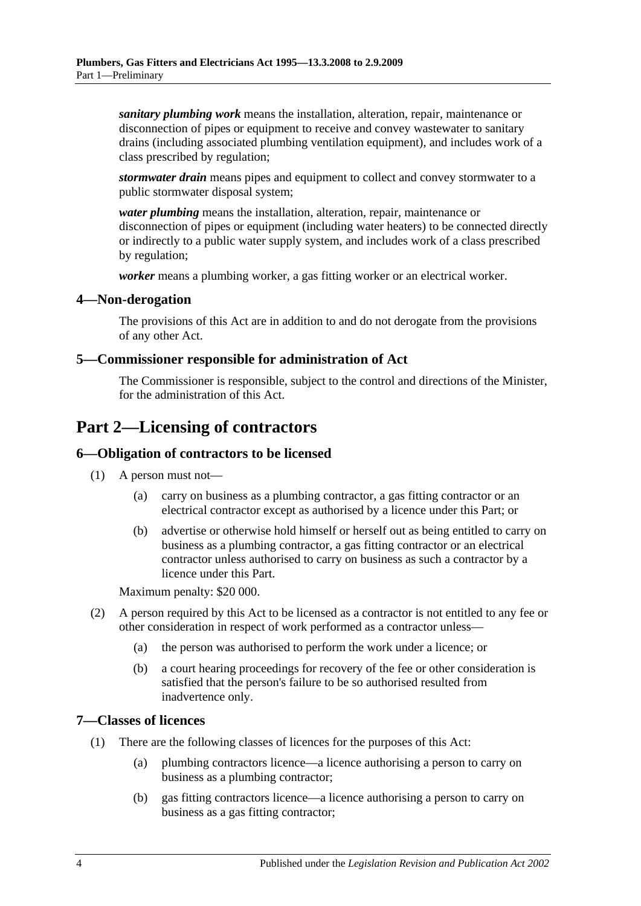***sanitary plumbing work*** means the installation, alteration, repair, maintenance or disconnection of pipes or equipment to receive and convey wastewater to sanitary drains (including associated plumbing ventilation equipment), and includes work of a class prescribed by regulation;

***stormwater drain*** means pipes and equipment to collect and convey stormwater to a public stormwater disposal system;

***water plumbing*** means the installation, alteration, repair, maintenance or disconnection of pipes or equipment (including water heaters) to be connected directly or indirectly to a public water supply system, and includes work of a class prescribed by regulation;

***worker*** means a plumbing worker, a gas fitting worker or an electrical worker.

### 4—Non-derogation

The provisions of this Act are in addition to and do not derogate from the provisions of any other Act.

### 5—Commissioner responsible for administration of Act

The Commissioner is responsible, subject to the control and directions of the Minister, for the administration of this Act.

## Part 2—Licensing of contractors

### 6—Obligation of contractors to be licensed

(1) A person must not—

(a) carry on business as a plumbing contractor, a gas fitting contractor or an electrical contractor except as authorised by a licence under this Part; or

(b) advertise or otherwise hold himself or herself out as being entitled to carry on business as a plumbing contractor, a gas fitting contractor or an electrical contractor unless authorised to carry on business as such a contractor by a licence under this Part.

Maximum penalty: $20 000.

(2) A person required by this Act to be licensed as a contractor is not entitled to any fee or other consideration in respect of work performed as a contractor unless—

(a) the person was authorised to perform the work under a licence; or

(b) a court hearing proceedings for recovery of the fee or other consideration is satisfied that the person's failure to be so authorised resulted from inadvertence only.

### 7—Classes of licences

(1) There are the following classes of licences for the purposes of this Act:

(a) plumbing contractors licence—a licence authorising a person to carry on business as a plumbing contractor;

(b) gas fitting contractors licence—a licence authorising a person to carry on business as a gas fitting contractor;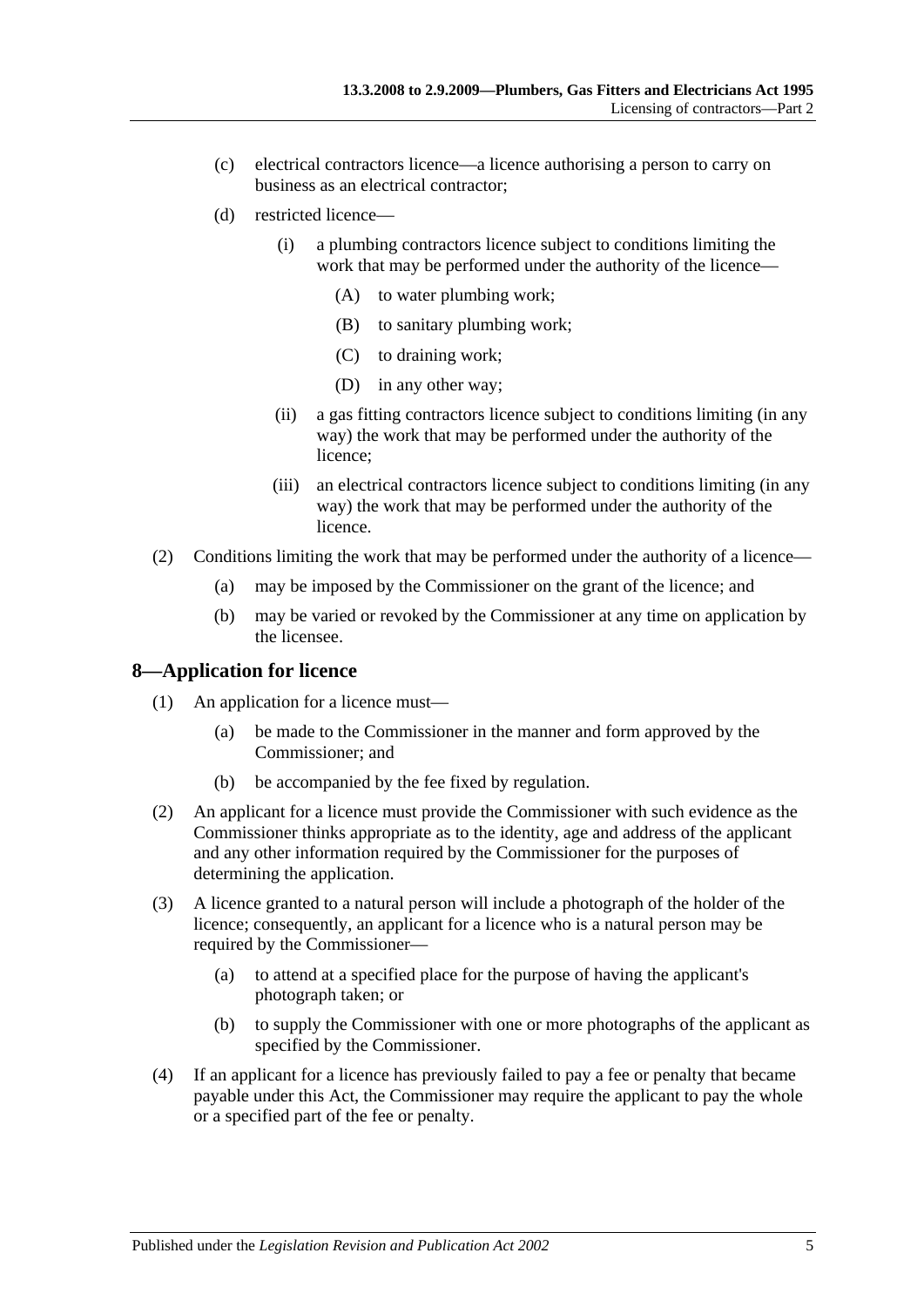(c) electrical contractors licence—a licence authorising a person to carry on business as an electrical contractor;

(d) restricted licence—

(i) a plumbing contractors licence subject to conditions limiting the work that may be performed under the authority of the licence—

(A) to water plumbing work;

(B) to sanitary plumbing work;

(C) to draining work;

(D) in any other way;

(ii) a gas fitting contractors licence subject to conditions limiting (in any way) the work that may be performed under the authority of the licence;

(iii) an electrical contractors licence subject to conditions limiting (in any way) the work that may be performed under the authority of the licence.

(2) Conditions limiting the work that may be performed under the authority of a licence—

(a) may be imposed by the Commissioner on the grant of the licence; and

(b) may be varied or revoked by the Commissioner at any time on application by the licensee.

## 8—Application for licence

(1) An application for a licence must—

(a) be made to the Commissioner in the manner and form approved by the Commissioner; and

(b) be accompanied by the fee fixed by regulation.

(2) An applicant for a licence must provide the Commissioner with such evidence as the Commissioner thinks appropriate as to the identity, age and address of the applicant and any other information required by the Commissioner for the purposes of determining the application.

(3) A licence granted to a natural person will include a photograph of the holder of the licence; consequently, an applicant for a licence who is a natural person may be required by the Commissioner—

(a) to attend at a specified place for the purpose of having the applicant's photograph taken; or

(b) to supply the Commissioner with one or more photographs of the applicant as specified by the Commissioner.

(4) If an applicant for a licence has previously failed to pay a fee or penalty that became payable under this Act, the Commissioner may require the applicant to pay the whole or a specified part of the fee or penalty.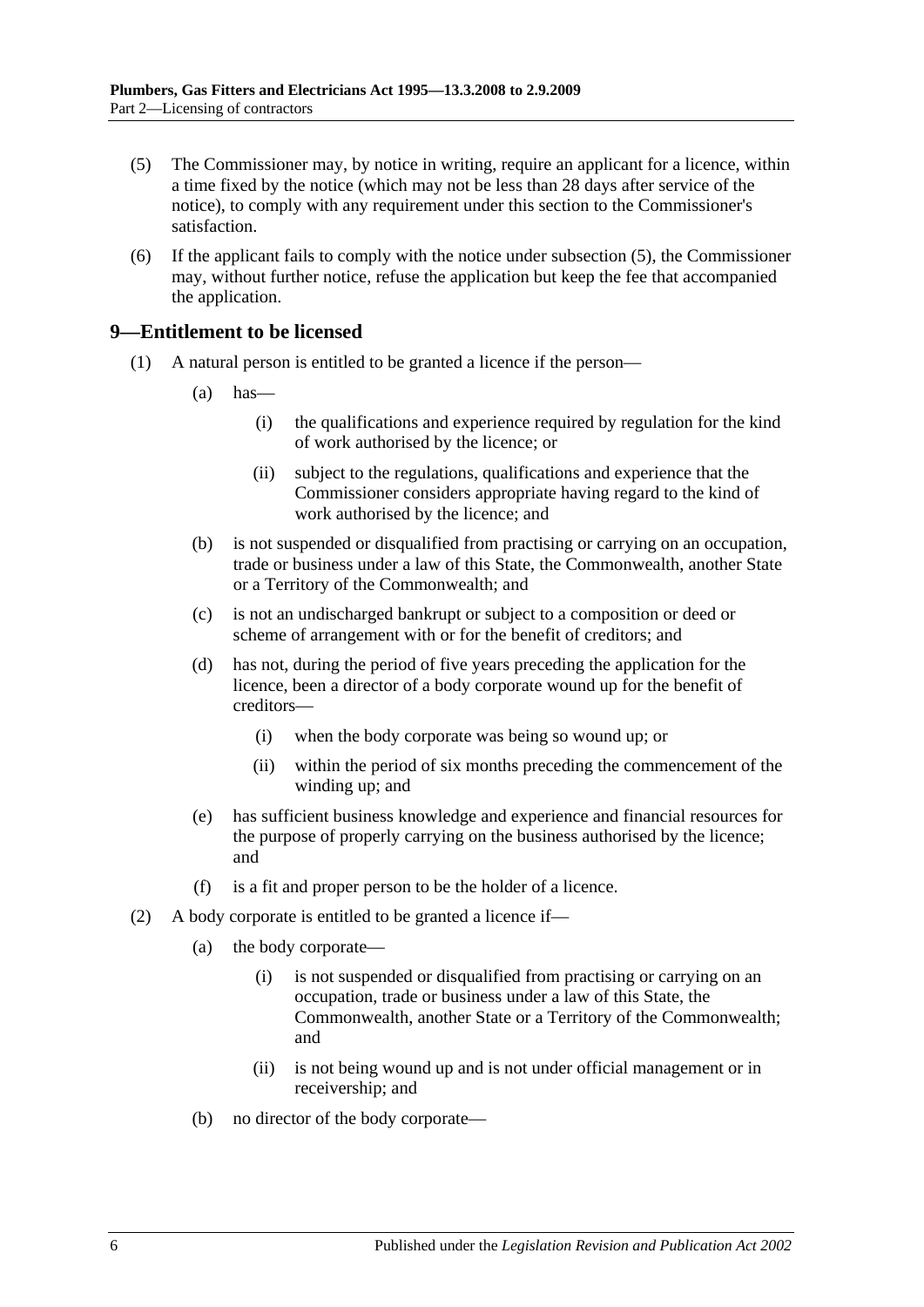(5) The Commissioner may, by notice in writing, require an applicant for a licence, within a time fixed by the notice (which may not be less than 28 days after service of the notice), to comply with any requirement under this section to the Commissioner's satisfaction.

(6) If the applicant fails to comply with the notice under subsection (5), the Commissioner may, without further notice, refuse the application but keep the fee that accompanied the application.

## 9—Entitlement to be licensed

(1) A natural person is entitled to be granted a licence if the person—

 (a) has—

  (i) the qualifications and experience required by regulation for the kind of work authorised by the licence; or

  (ii) subject to the regulations, qualifications and experience that the Commissioner considers appropriate having regard to the kind of work authorised by the licence; and

 (b) is not suspended or disqualified from practising or carrying on an occupation, trade or business under a law of this State, the Commonwealth, another State or a Territory of the Commonwealth; and

 (c) is not an undischarged bankrupt or subject to a composition or deed or scheme of arrangement with or for the benefit of creditors; and

 (d) has not, during the period of five years preceding the application for the licence, been a director of a body corporate wound up for the benefit of creditors—

  (i) when the body corporate was being so wound up; or

  (ii) within the period of six months preceding the commencement of the winding up; and

 (e) has sufficient business knowledge and experience and financial resources for the purpose of properly carrying on the business authorised by the licence; and

 (f) is a fit and proper person to be the holder of a licence.

(2) A body corporate is entitled to be granted a licence if—

 (a) the body corporate—

  (i) is not suspended or disqualified from practising or carrying on an occupation, trade or business under a law of this State, the Commonwealth, another State or a Territory of the Commonwealth; and

  (ii) is not being wound up and is not under official management or in receivership; and

 (b) no director of the body corporate—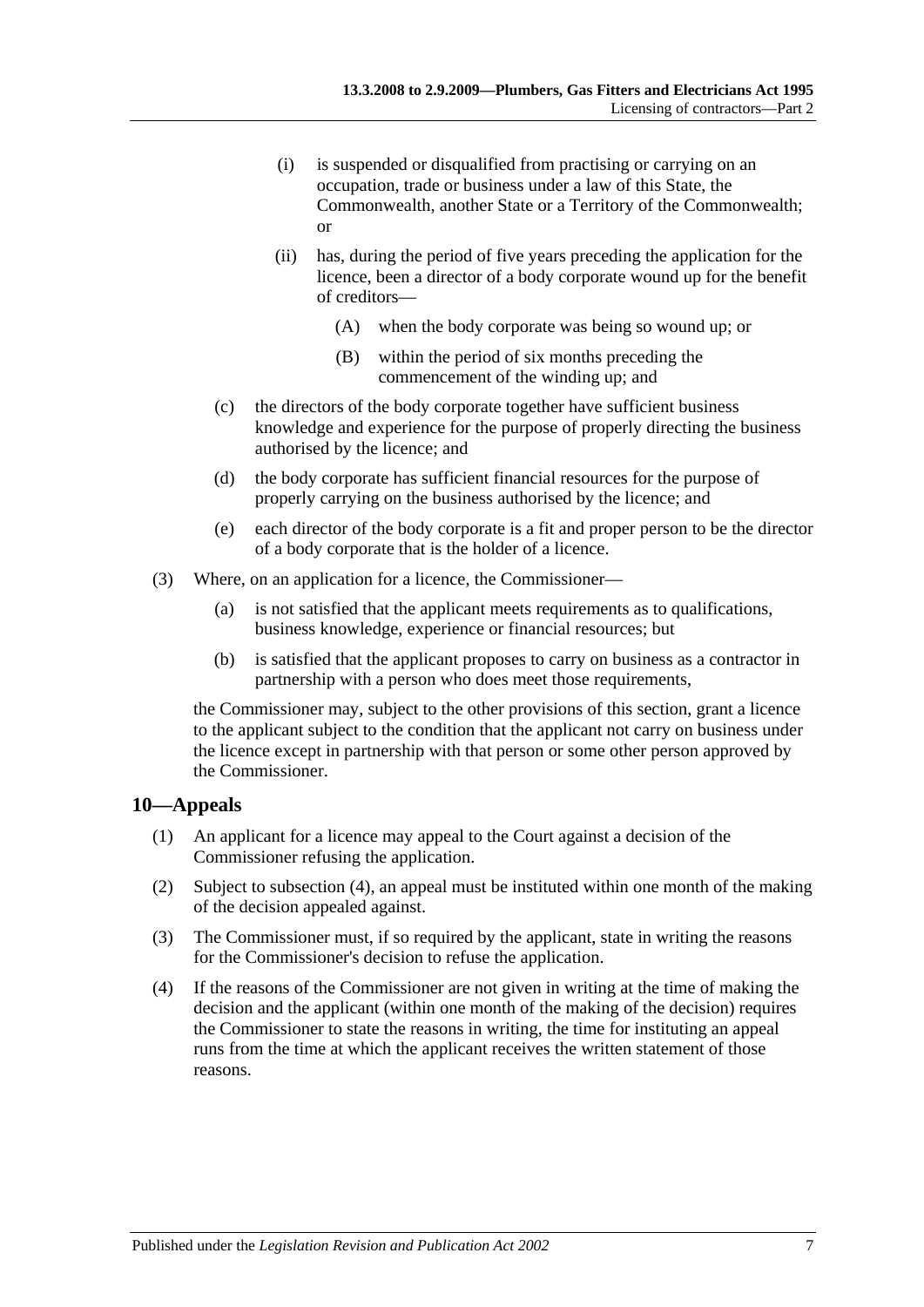(i) is suspended or disqualified from practising or carrying on an occupation, trade or business under a law of this State, the Commonwealth, another State or a Territory of the Commonwealth; or

(ii) has, during the period of five years preceding the application for the licence, been a director of a body corporate wound up for the benefit of creditors—

(A) when the body corporate was being so wound up; or

(B) within the period of six months preceding the commencement of the winding up; and

(c) the directors of the body corporate together have sufficient business knowledge and experience for the purpose of properly directing the business authorised by the licence; and

(d) the body corporate has sufficient financial resources for the purpose of properly carrying on the business authorised by the licence; and

(e) each director of the body corporate is a fit and proper person to be the director of a body corporate that is the holder of a licence.

(3) Where, on an application for a licence, the Commissioner—

(a) is not satisfied that the applicant meets requirements as to qualifications, business knowledge, experience or financial resources; but

(b) is satisfied that the applicant proposes to carry on business as a contractor in partnership with a person who does meet those requirements,

the Commissioner may, subject to the other provisions of this section, grant a licence to the applicant subject to the condition that the applicant not carry on business under the licence except in partnership with that person or some other person approved by the Commissioner.

## 10—Appeals

(1) An applicant for a licence may appeal to the Court against a decision of the Commissioner refusing the application.

(2) Subject to subsection (4), an appeal must be instituted within one month of the making of the decision appealed against.

(3) The Commissioner must, if so required by the applicant, state in writing the reasons for the Commissioner's decision to refuse the application.

(4) If the reasons of the Commissioner are not given in writing at the time of making the decision and the applicant (within one month of the making of the decision) requires the Commissioner to state the reasons in writing, the time for instituting an appeal runs from the time at which the applicant receives the written statement of those reasons.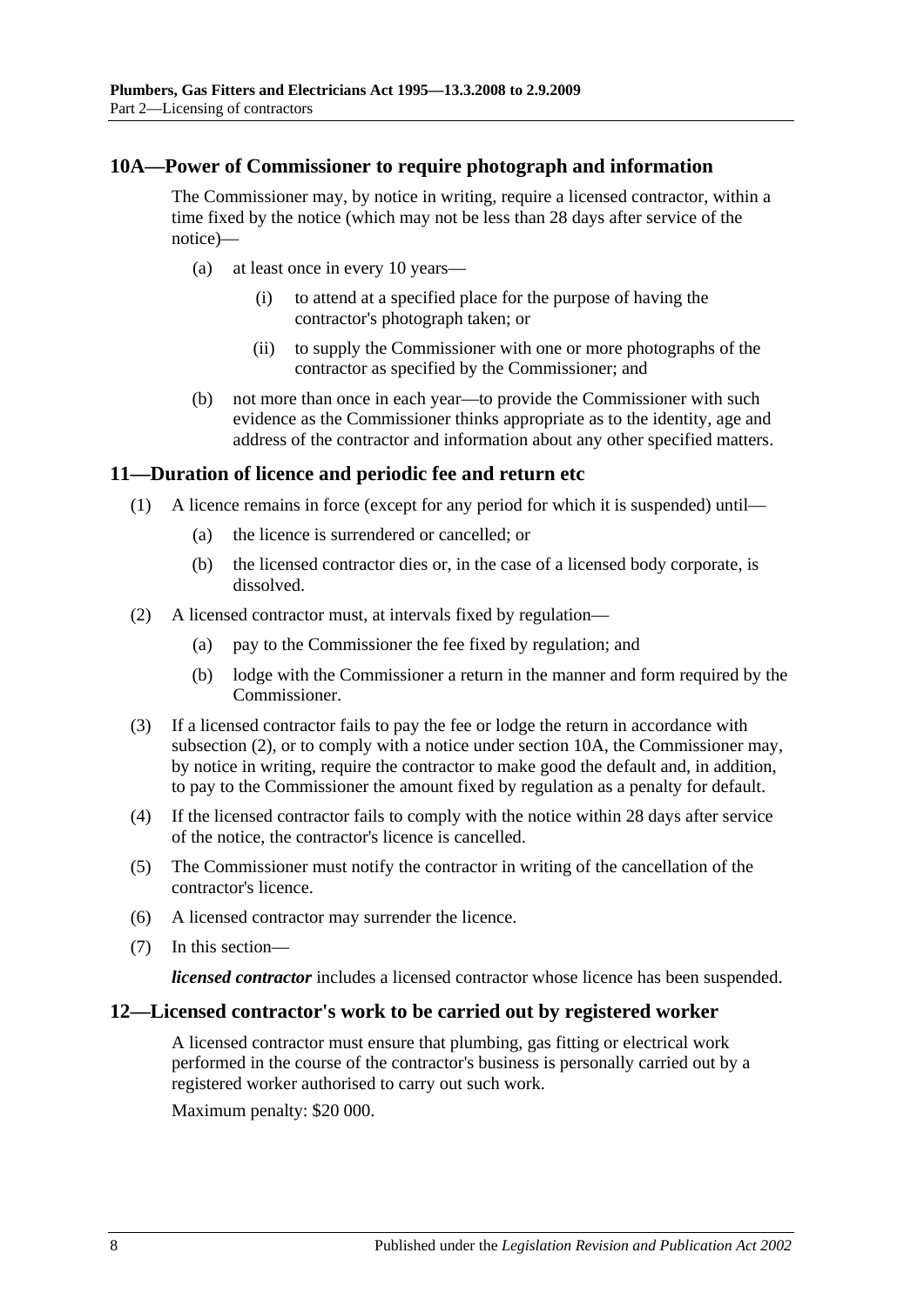## 10A—Power of Commissioner to require photograph and information

The Commissioner may, by notice in writing, require a licensed contractor, within a time fixed by the notice (which may not be less than 28 days after service of the notice)—

(a) at least once in every 10 years—

(i) to attend at a specified place for the purpose of having the contractor's photograph taken; or

(ii) to supply the Commissioner with one or more photographs of the contractor as specified by the Commissioner; and

(b) not more than once in each year—to provide the Commissioner with such evidence as the Commissioner thinks appropriate as to the identity, age and address of the contractor and information about any other specified matters.

## 11—Duration of licence and periodic fee and return etc

(1) A licence remains in force (except for any period for which it is suspended) until—

(a) the licence is surrendered or cancelled; or

(b) the licensed contractor dies or, in the case of a licensed body corporate, is dissolved.

(2) A licensed contractor must, at intervals fixed by regulation—

(a) pay to the Commissioner the fee fixed by regulation; and

(b) lodge with the Commissioner a return in the manner and form required by the Commissioner.

(3) If a licensed contractor fails to pay the fee or lodge the return in accordance with subsection (2), or to comply with a notice under section 10A, the Commissioner may, by notice in writing, require the contractor to make good the default and, in addition, to pay to the Commissioner the amount fixed by regulation as a penalty for default.

(4) If the licensed contractor fails to comply with the notice within 28 days after service of the notice, the contractor's licence is cancelled.

(5) The Commissioner must notify the contractor in writing of the cancellation of the contractor's licence.

(6) A licensed contractor may surrender the licence.

(7) In this section—

***licensed contractor*** includes a licensed contractor whose licence has been suspended.

## 12—Licensed contractor's work to be carried out by registered worker

A licensed contractor must ensure that plumbing, gas fitting or electrical work performed in the course of the contractor's business is personally carried out by a registered worker authorised to carry out such work.

Maximum penalty: $20 000.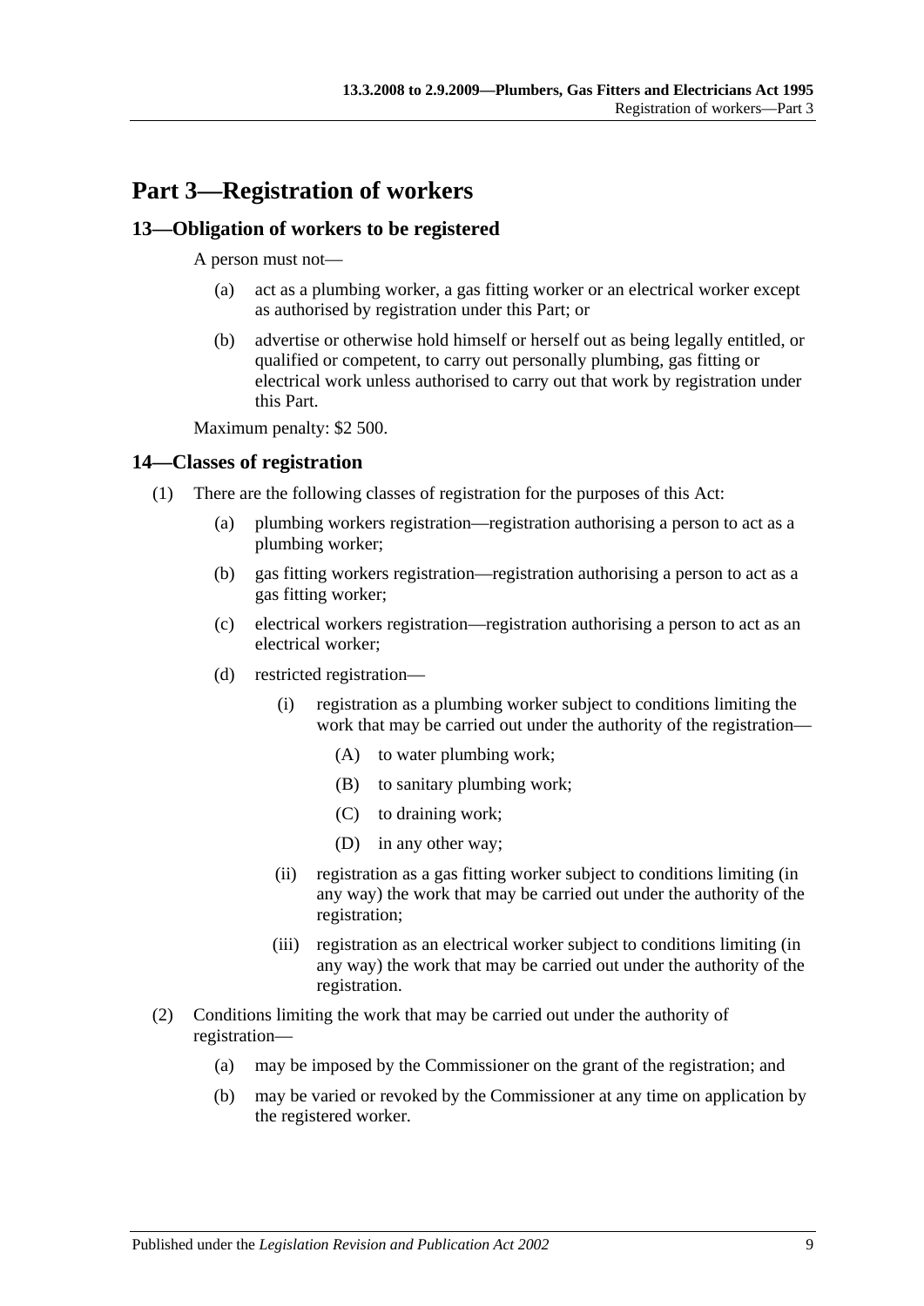# Part 3—Registration of workers

## 13—Obligation of workers to be registered

A person must not—

(a) act as a plumbing worker, a gas fitting worker or an electrical worker except as authorised by registration under this Part; or

(b) advertise or otherwise hold himself or herself out as being legally entitled, or qualified or competent, to carry out personally plumbing, gas fitting or electrical work unless authorised to carry out that work by registration under this Part.

Maximum penalty: $2 500.

## 14—Classes of registration

(1) There are the following classes of registration for the purposes of this Act:

(a) plumbing workers registration—registration authorising a person to act as a plumbing worker;

(b) gas fitting workers registration—registration authorising a person to act as a gas fitting worker;

(c) electrical workers registration—registration authorising a person to act as an electrical worker;

(d) restricted registration—

(i) registration as a plumbing worker subject to conditions limiting the work that may be carried out under the authority of the registration—

(A) to water plumbing work;

(B) to sanitary plumbing work;

(C) to draining work;

(D) in any other way;

(ii) registration as a gas fitting worker subject to conditions limiting (in any way) the work that may be carried out under the authority of the registration;

(iii) registration as an electrical worker subject to conditions limiting (in any way) the work that may be carried out under the authority of the registration.

(2) Conditions limiting the work that may be carried out under the authority of registration—

(a) may be imposed by the Commissioner on the grant of the registration; and

(b) may be varied or revoked by the Commissioner at any time on application by the registered worker.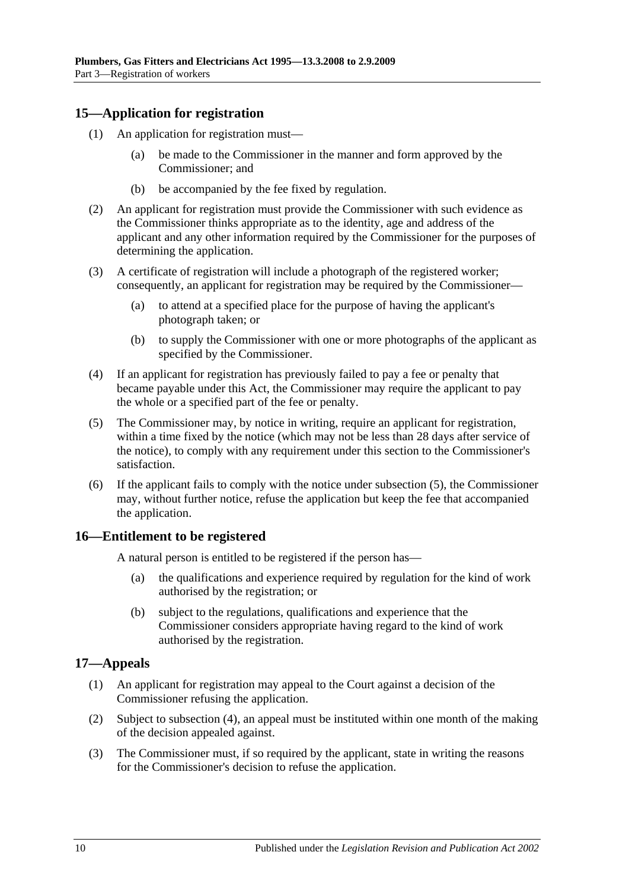## 15—Application for registration

(1) An application for registration must—

(a) be made to the Commissioner in the manner and form approved by the Commissioner; and

(b) be accompanied by the fee fixed by regulation.

(2) An applicant for registration must provide the Commissioner with such evidence as the Commissioner thinks appropriate as to the identity, age and address of the applicant and any other information required by the Commissioner for the purposes of determining the application.

(3) A certificate of registration will include a photograph of the registered worker; consequently, an applicant for registration may be required by the Commissioner—

(a) to attend at a specified place for the purpose of having the applicant's photograph taken; or

(b) to supply the Commissioner with one or more photographs of the applicant as specified by the Commissioner.

(4) If an applicant for registration has previously failed to pay a fee or penalty that became payable under this Act, the Commissioner may require the applicant to pay the whole or a specified part of the fee or penalty.

(5) The Commissioner may, by notice in writing, require an applicant for registration, within a time fixed by the notice (which may not be less than 28 days after service of the notice), to comply with any requirement under this section to the Commissioner's satisfaction.

(6) If the applicant fails to comply with the notice under subsection (5), the Commissioner may, without further notice, refuse the application but keep the fee that accompanied the application.

## 16—Entitlement to be registered

A natural person is entitled to be registered if the person has—

(a) the qualifications and experience required by regulation for the kind of work authorised by the registration; or

(b) subject to the regulations, qualifications and experience that the Commissioner considers appropriate having regard to the kind of work authorised by the registration.

## 17—Appeals

(1) An applicant for registration may appeal to the Court against a decision of the Commissioner refusing the application.

(2) Subject to subsection (4), an appeal must be instituted within one month of the making of the decision appealed against.

(3) The Commissioner must, if so required by the applicant, state in writing the reasons for the Commissioner's decision to refuse the application.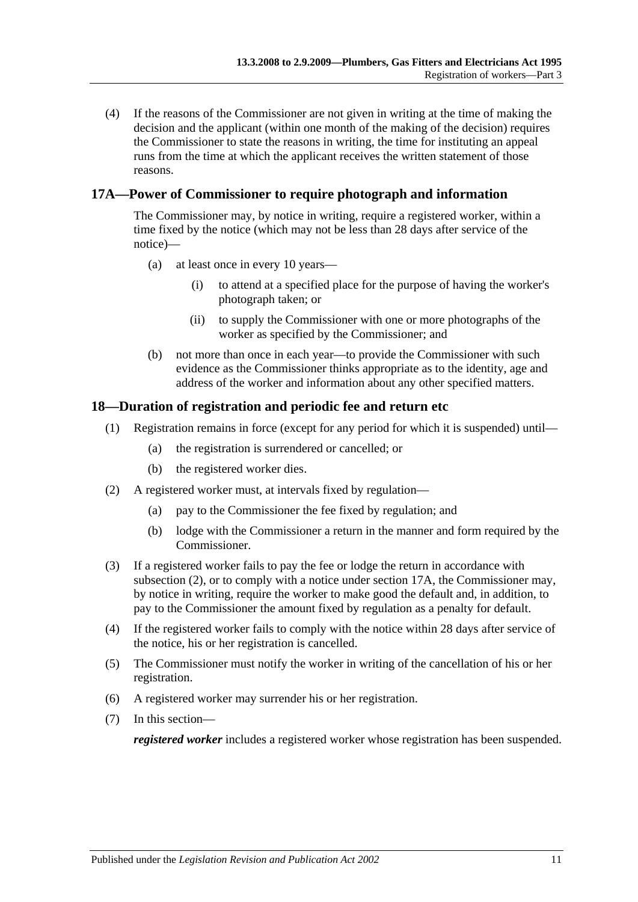(4) If the reasons of the Commissioner are not given in writing at the time of making the decision and the applicant (within one month of the making of the decision) requires the Commissioner to state the reasons in writing, the time for instituting an appeal runs from the time at which the applicant receives the written statement of those reasons.

## 17A—Power of Commissioner to require photograph and information

The Commissioner may, by notice in writing, require a registered worker, within a time fixed by the notice (which may not be less than 28 days after service of the notice)—

(a) at least once in every 10 years—

(i) to attend at a specified place for the purpose of having the worker's photograph taken; or

(ii) to supply the Commissioner with one or more photographs of the worker as specified by the Commissioner; and

(b) not more than once in each year—to provide the Commissioner with such evidence as the Commissioner thinks appropriate as to the identity, age and address of the worker and information about any other specified matters.

## 18—Duration of registration and periodic fee and return etc

(1) Registration remains in force (except for any period for which it is suspended) until—

(a) the registration is surrendered or cancelled; or

(b) the registered worker dies.

(2) A registered worker must, at intervals fixed by regulation—

(a) pay to the Commissioner the fee fixed by regulation; and

(b) lodge with the Commissioner a return in the manner and form required by the Commissioner.

(3) If a registered worker fails to pay the fee or lodge the return in accordance with subsection (2), or to comply with a notice under section 17A, the Commissioner may, by notice in writing, require the worker to make good the default and, in addition, to pay to the Commissioner the amount fixed by regulation as a penalty for default.

(4) If the registered worker fails to comply with the notice within 28 days after service of the notice, his or her registration is cancelled.

(5) The Commissioner must notify the worker in writing of the cancellation of his or her registration.

(6) A registered worker may surrender his or her registration.

(7) In this section—

***registered worker*** includes a registered worker whose registration has been suspended.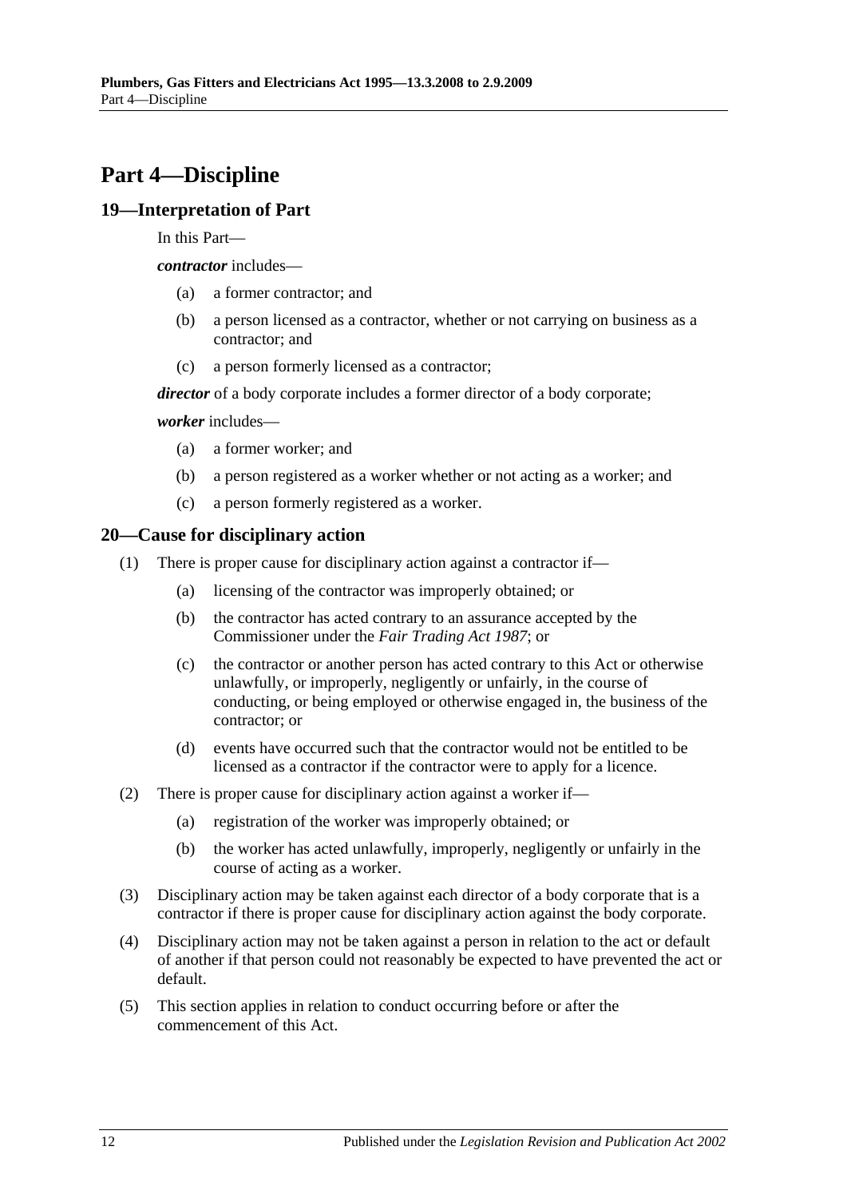# Part 4—Discipline

## 19—Interpretation of Part

In this Part—

***contractor*** includes—

- (a) a former contractor; and
- (b) a person licensed as a contractor, whether or not carrying on business as a contractor; and
- (c) a person formerly licensed as a contractor;

***director*** of a body corporate includes a former director of a body corporate;

***worker*** includes—

- (a) a former worker; and
- (b) a person registered as a worker whether or not acting as a worker; and
- (c) a person formerly registered as a worker.

## 20—Cause for disciplinary action

(1) There is proper cause for disciplinary action against a contractor if—

- (a) licensing of the contractor was improperly obtained; or
- (b) the contractor has acted contrary to an assurance accepted by the Commissioner under the *Fair Trading Act 1987*; or
- (c) the contractor or another person has acted contrary to this Act or otherwise unlawfully, or improperly, negligently or unfairly, in the course of conducting, or being employed or otherwise engaged in, the business of the contractor; or
- (d) events have occurred such that the contractor would not be entitled to be licensed as a contractor if the contractor were to apply for a licence.

(2) There is proper cause for disciplinary action against a worker if—

- (a) registration of the worker was improperly obtained; or
- (b) the worker has acted unlawfully, improperly, negligently or unfairly in the course of acting as a worker.

(3) Disciplinary action may be taken against each director of a body corporate that is a contractor if there is proper cause for disciplinary action against the body corporate.

(4) Disciplinary action may not be taken against a person in relation to the act or default of another if that person could not reasonably be expected to have prevented the act or default.

(5) This section applies in relation to conduct occurring before or after the commencement of this Act.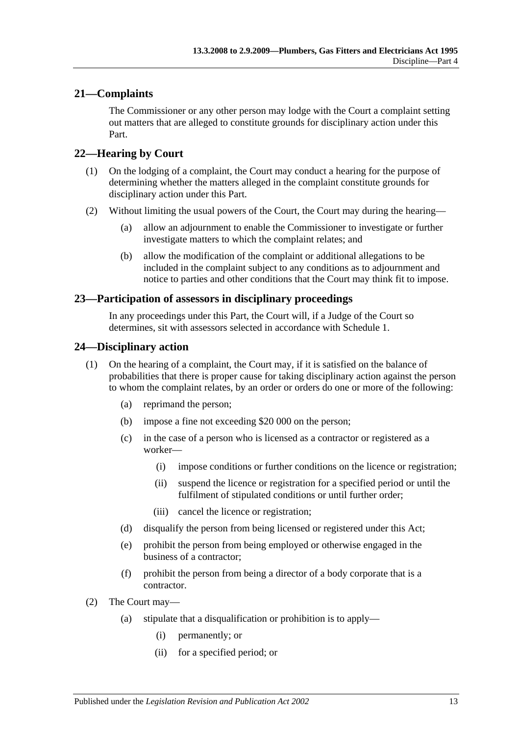## 21—Complaints

The Commissioner or any other person may lodge with the Court a complaint setting out matters that are alleged to constitute grounds for disciplinary action under this Part.

## 22—Hearing by Court

(1) On the lodging of a complaint, the Court may conduct a hearing for the purpose of determining whether the matters alleged in the complaint constitute grounds for disciplinary action under this Part.

(2) Without limiting the usual powers of the Court, the Court may during the hearing—

(a) allow an adjournment to enable the Commissioner to investigate or further investigate matters to which the complaint relates; and

(b) allow the modification of the complaint or additional allegations to be included in the complaint subject to any conditions as to adjournment and notice to parties and other conditions that the Court may think fit to impose.

## 23—Participation of assessors in disciplinary proceedings

In any proceedings under this Part, the Court will, if a Judge of the Court so determines, sit with assessors selected in accordance with Schedule 1.

## 24—Disciplinary action

(1) On the hearing of a complaint, the Court may, if it is satisfied on the balance of probabilities that there is proper cause for taking disciplinary action against the person to whom the complaint relates, by an order or orders do one or more of the following:

(a) reprimand the person;

(b) impose a fine not exceeding $20 000 on the person;

(c) in the case of a person who is licensed as a contractor or registered as a worker—

(i) impose conditions or further conditions on the licence or registration;

(ii) suspend the licence or registration for a specified period or until the fulfilment of stipulated conditions or until further order;

(iii) cancel the licence or registration;

(d) disqualify the person from being licensed or registered under this Act;

(e) prohibit the person from being employed or otherwise engaged in the business of a contractor;

(f) prohibit the person from being a director of a body corporate that is a contractor.

(2) The Court may—

(a) stipulate that a disqualification or prohibition is to apply—

(i) permanently; or

(ii) for a specified period; or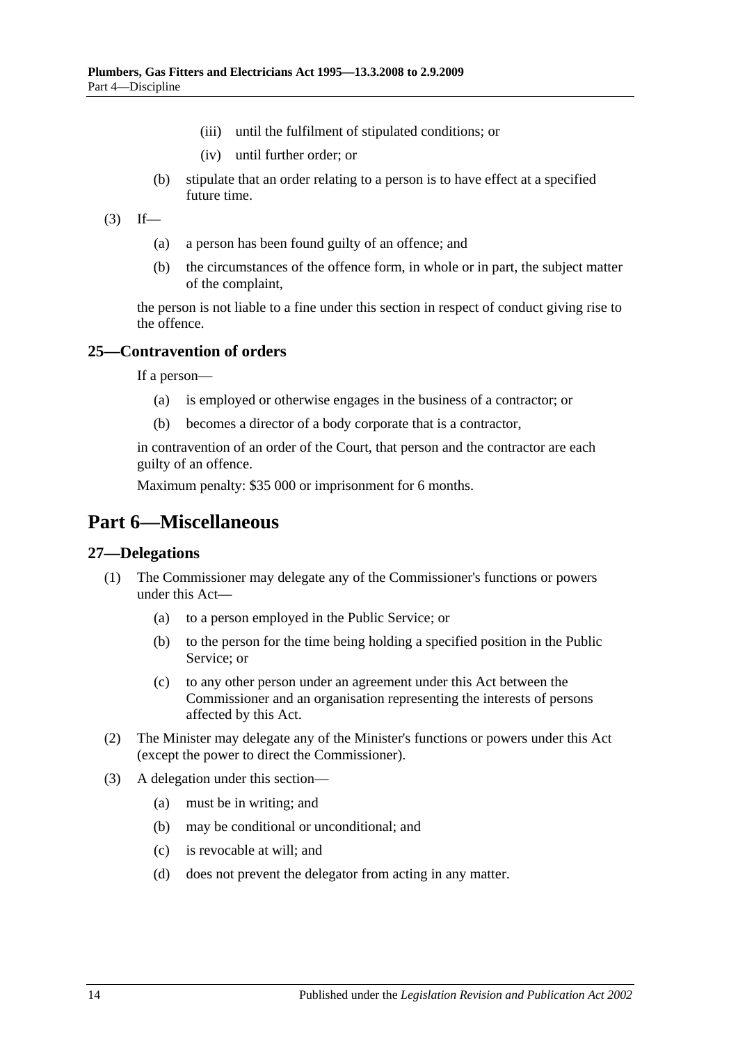(iii) until the fulfilment of stipulated conditions; or

(iv) until further order; or

(b) stipulate that an order relating to a person is to have effect at a specified future time.

(3) If—

(a) a person has been found guilty of an offence; and

(b) the circumstances of the offence form, in whole or in part, the subject matter of the complaint,

the person is not liable to a fine under this section in respect of conduct giving rise to the offence.

### 25—Contravention of orders

If a person—

(a) is employed or otherwise engages in the business of a contractor; or

(b) becomes a director of a body corporate that is a contractor,

in contravention of an order of the Court, that person and the contractor are each guilty of an offence.

Maximum penalty: $35 000 or imprisonment for 6 months.

## Part 6—Miscellaneous

### 27—Delegations

(1) The Commissioner may delegate any of the Commissioner's functions or powers under this Act—

(a) to a person employed in the Public Service; or

(b) to the person for the time being holding a specified position in the Public Service; or

(c) to any other person under an agreement under this Act between the Commissioner and an organisation representing the interests of persons affected by this Act.

(2) The Minister may delegate any of the Minister's functions or powers under this Act (except the power to direct the Commissioner).

(3) A delegation under this section—

(a) must be in writing; and

(b) may be conditional or unconditional; and

(c) is revocable at will; and

(d) does not prevent the delegator from acting in any matter.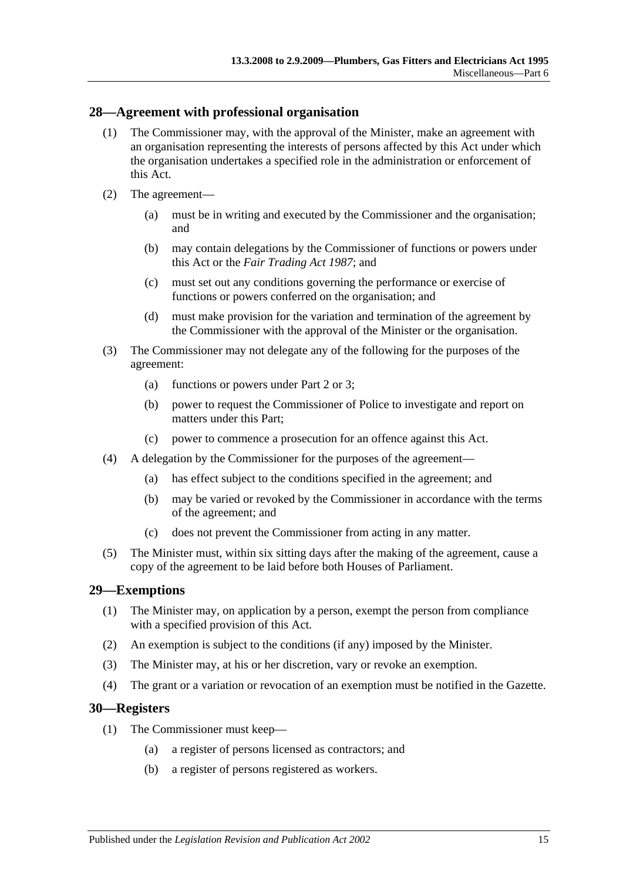## 28—Agreement with professional organisation

(1) The Commissioner may, with the approval of the Minister, make an agreement with an organisation representing the interests of persons affected by this Act under which the organisation undertakes a specified role in the administration or enforcement of this Act.

(2) The agreement—

  (a) must be in writing and executed by the Commissioner and the organisation; and

  (b) may contain delegations by the Commissioner of functions or powers under this Act or the *Fair Trading Act 1987*; and

  (c) must set out any conditions governing the performance or exercise of functions or powers conferred on the organisation; and

  (d) must make provision for the variation and termination of the agreement by the Commissioner with the approval of the Minister or the organisation.

(3) The Commissioner may not delegate any of the following for the purposes of the agreement:

  (a) functions or powers under Part 2 or 3;

  (b) power to request the Commissioner of Police to investigate and report on matters under this Part;

  (c) power to commence a prosecution for an offence against this Act.

(4) A delegation by the Commissioner for the purposes of the agreement—

  (a) has effect subject to the conditions specified in the agreement; and

  (b) may be varied or revoked by the Commissioner in accordance with the terms of the agreement; and

  (c) does not prevent the Commissioner from acting in any matter.

(5) The Minister must, within six sitting days after the making of the agreement, cause a copy of the agreement to be laid before both Houses of Parliament.

## 29—Exemptions

(1) The Minister may, on application by a person, exempt the person from compliance with a specified provision of this Act.

(2) An exemption is subject to the conditions (if any) imposed by the Minister.

(3) The Minister may, at his or her discretion, vary or revoke an exemption.

(4) The grant or a variation or revocation of an exemption must be notified in the Gazette.

## 30—Registers

(1) The Commissioner must keep—

  (a) a register of persons licensed as contractors; and

  (b) a register of persons registered as workers.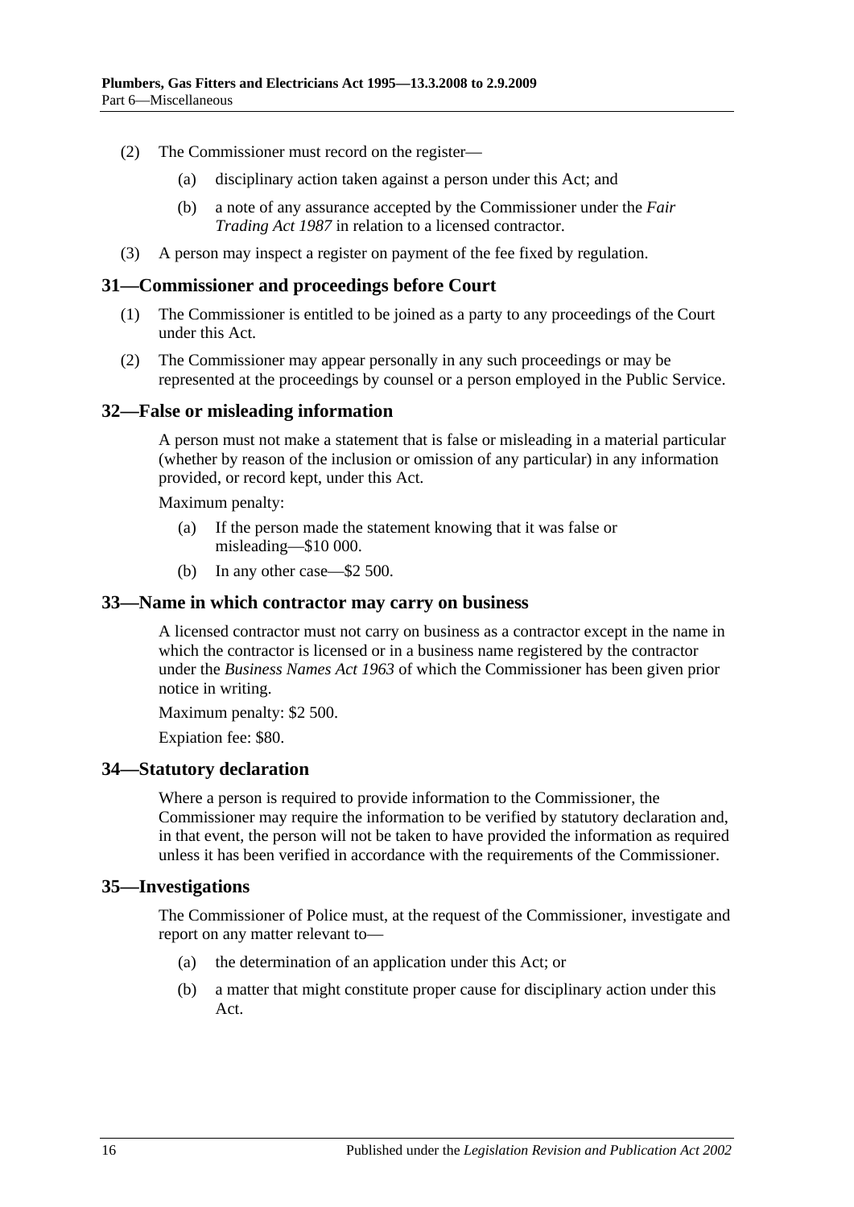(2) The Commissioner must record on the register—

(a) disciplinary action taken against a person under this Act; and

(b) a note of any assurance accepted by the Commissioner under the *Fair Trading Act 1987* in relation to a licensed contractor.

(3) A person may inspect a register on payment of the fee fixed by regulation.

## 31—Commissioner and proceedings before Court

(1) The Commissioner is entitled to be joined as a party to any proceedings of the Court under this Act.

(2) The Commissioner may appear personally in any such proceedings or may be represented at the proceedings by counsel or a person employed in the Public Service.

## 32—False or misleading information

A person must not make a statement that is false or misleading in a material particular (whether by reason of the inclusion or omission of any particular) in any information provided, or record kept, under this Act.

Maximum penalty:

(a) If the person made the statement knowing that it was false or misleading—$10 000.

(b) In any other case—$2 500.

## 33—Name in which contractor may carry on business

A licensed contractor must not carry on business as a contractor except in the name in which the contractor is licensed or in a business name registered by the contractor under the *Business Names Act 1963* of which the Commissioner has been given prior notice in writing.

Maximum penalty: $2 500.

Expiation fee: $80.

## 34—Statutory declaration

Where a person is required to provide information to the Commissioner, the Commissioner may require the information to be verified by statutory declaration and, in that event, the person will not be taken to have provided the information as required unless it has been verified in accordance with the requirements of the Commissioner.

## 35—Investigations

The Commissioner of Police must, at the request of the Commissioner, investigate and report on any matter relevant to—

(a) the determination of an application under this Act; or

(b) a matter that might constitute proper cause for disciplinary action under this Act.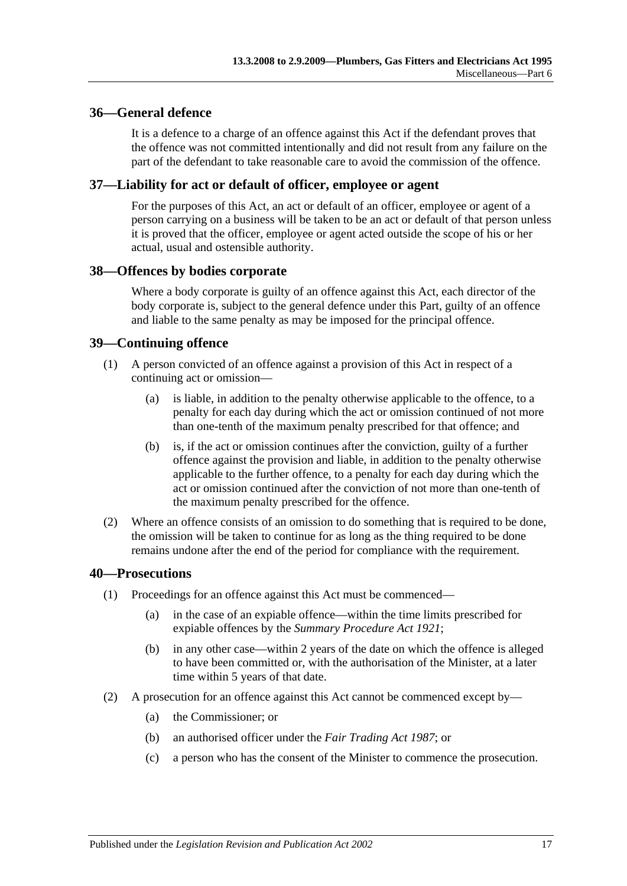## 36—General defence

It is a defence to a charge of an offence against this Act if the defendant proves that the offence was not committed intentionally and did not result from any failure on the part of the defendant to take reasonable care to avoid the commission of the offence.

## 37—Liability for act or default of officer, employee or agent

For the purposes of this Act, an act or default of an officer, employee or agent of a person carrying on a business will be taken to be an act or default of that person unless it is proved that the officer, employee or agent acted outside the scope of his or her actual, usual and ostensible authority.

## 38—Offences by bodies corporate

Where a body corporate is guilty of an offence against this Act, each director of the body corporate is, subject to the general defence under this Part, guilty of an offence and liable to the same penalty as may be imposed for the principal offence.

## 39—Continuing offence

(1) A person convicted of an offence against a provision of this Act in respect of a continuing act or omission—

(a) is liable, in addition to the penalty otherwise applicable to the offence, to a penalty for each day during which the act or omission continued of not more than one-tenth of the maximum penalty prescribed for that offence; and

(b) is, if the act or omission continues after the conviction, guilty of a further offence against the provision and liable, in addition to the penalty otherwise applicable to the further offence, to a penalty for each day during which the act or omission continued after the conviction of not more than one-tenth of the maximum penalty prescribed for the offence.

(2) Where an offence consists of an omission to do something that is required to be done, the omission will be taken to continue for as long as the thing required to be done remains undone after the end of the period for compliance with the requirement.

## 40—Prosecutions

(1) Proceedings for an offence against this Act must be commenced—

(a) in the case of an expiable offence—within the time limits prescribed for expiable offences by the *Summary Procedure Act 1921*;

(b) in any other case—within 2 years of the date on which the offence is alleged to have been committed or, with the authorisation of the Minister, at a later time within 5 years of that date.

(2) A prosecution for an offence against this Act cannot be commenced except by—

(a) the Commissioner; or

(b) an authorised officer under the *Fair Trading Act 1987*; or

(c) a person who has the consent of the Minister to commence the prosecution.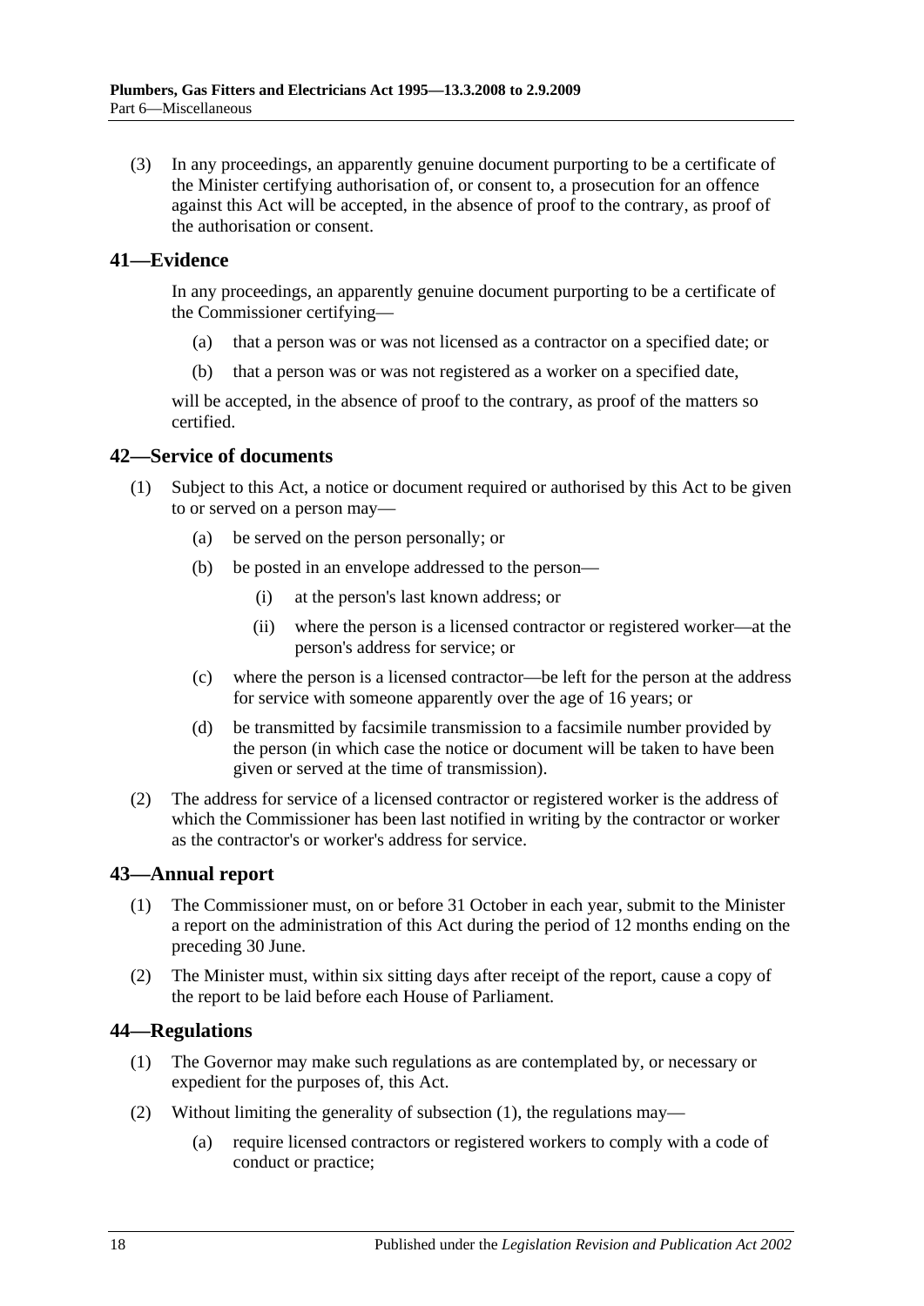(3) In any proceedings, an apparently genuine document purporting to be a certificate of the Minister certifying authorisation of, or consent to, a prosecution for an offence against this Act will be accepted, in the absence of proof to the contrary, as proof of the authorisation or consent.

## 41—Evidence

In any proceedings, an apparently genuine document purporting to be a certificate of the Commissioner certifying—

(a) that a person was or was not licensed as a contractor on a specified date; or

(b) that a person was or was not registered as a worker on a specified date,

will be accepted, in the absence of proof to the contrary, as proof of the matters so certified.

## 42—Service of documents

(1) Subject to this Act, a notice or document required or authorised by this Act to be given to or served on a person may—

(a) be served on the person personally; or

(b) be posted in an envelope addressed to the person—

(i) at the person's last known address; or

(ii) where the person is a licensed contractor or registered worker—at the person's address for service; or

(c) where the person is a licensed contractor—be left for the person at the address for service with someone apparently over the age of 16 years; or

(d) be transmitted by facsimile transmission to a facsimile number provided by the person (in which case the notice or document will be taken to have been given or served at the time of transmission).

(2) The address for service of a licensed contractor or registered worker is the address of which the Commissioner has been last notified in writing by the contractor or worker as the contractor's or worker's address for service.

## 43—Annual report

(1) The Commissioner must, on or before 31 October in each year, submit to the Minister a report on the administration of this Act during the period of 12 months ending on the preceding 30 June.

(2) The Minister must, within six sitting days after receipt of the report, cause a copy of the report to be laid before each House of Parliament.

## 44—Regulations

(1) The Governor may make such regulations as are contemplated by, or necessary or expedient for the purposes of, this Act.

(2) Without limiting the generality of subsection (1), the regulations may—

(a) require licensed contractors or registered workers to comply with a code of conduct or practice;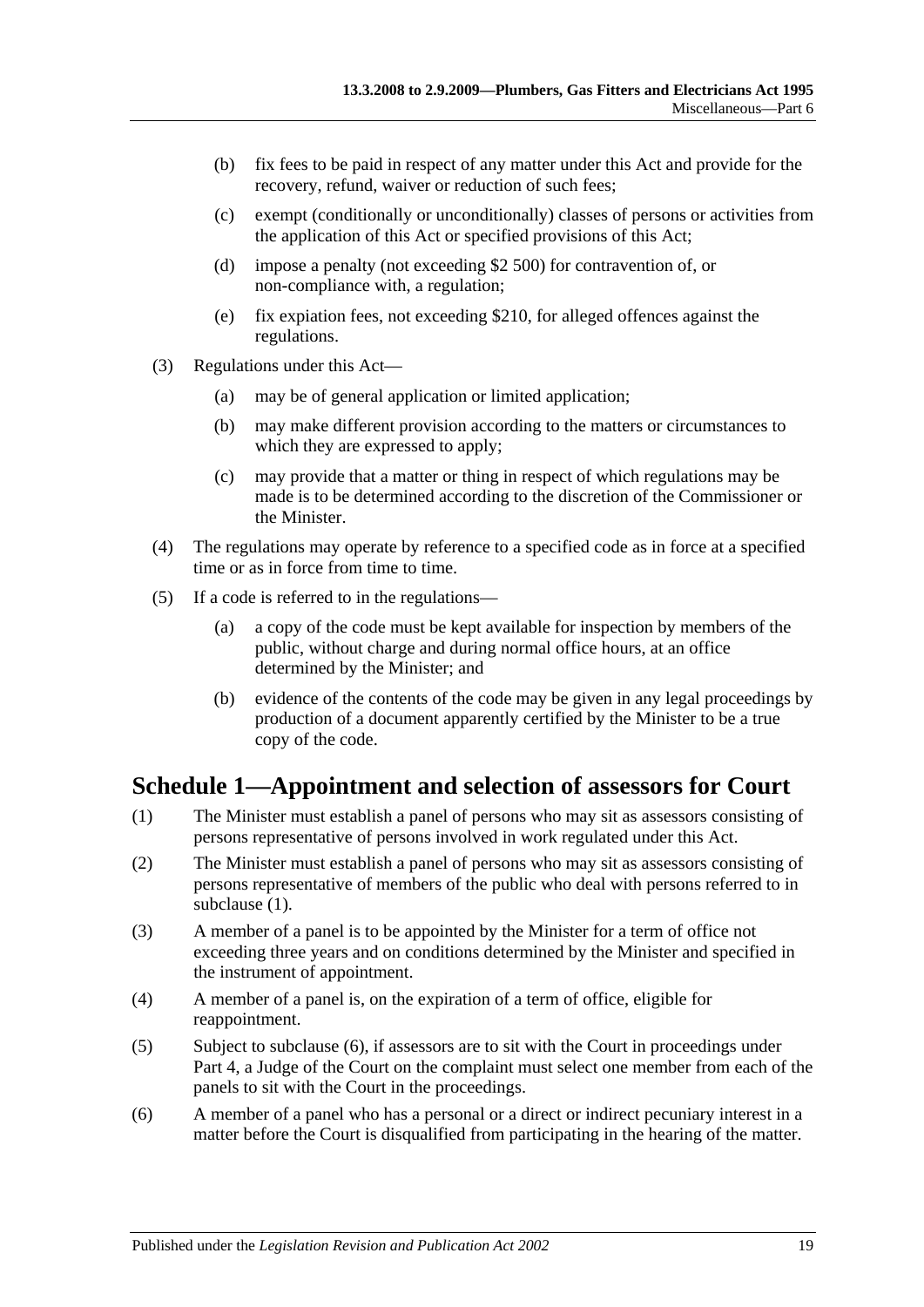(b) fix fees to be paid in respect of any matter under this Act and provide for the recovery, refund, waiver or reduction of such fees;

(c) exempt (conditionally or unconditionally) classes of persons or activities from the application of this Act or specified provisions of this Act;

(d) impose a penalty (not exceeding $2 500) for contravention of, or non-compliance with, a regulation;

(e) fix expiation fees, not exceeding $210, for alleged offences against the regulations.

(3) Regulations under this Act—

(a) may be of general application or limited application;

(b) may make different provision according to the matters or circumstances to which they are expressed to apply;

(c) may provide that a matter or thing in respect of which regulations may be made is to be determined according to the discretion of the Commissioner or the Minister.

(4) The regulations may operate by reference to a specified code as in force at a specified time or as in force from time to time.

(5) If a code is referred to in the regulations—

(a) a copy of the code must be kept available for inspection by members of the public, without charge and during normal office hours, at an office determined by the Minister; and

(b) evidence of the contents of the code may be given in any legal proceedings by production of a document apparently certified by the Minister to be a true copy of the code.

## Schedule 1—Appointment and selection of assessors for Court

(1) The Minister must establish a panel of persons who may sit as assessors consisting of persons representative of persons involved in work regulated under this Act.

(2) The Minister must establish a panel of persons who may sit as assessors consisting of persons representative of members of the public who deal with persons referred to in subclause (1).

(3) A member of a panel is to be appointed by the Minister for a term of office not exceeding three years and on conditions determined by the Minister and specified in the instrument of appointment.

(4) A member of a panel is, on the expiration of a term of office, eligible for reappointment.

(5) Subject to subclause (6), if assessors are to sit with the Court in proceedings under Part 4, a Judge of the Court on the complaint must select one member from each of the panels to sit with the Court in the proceedings.

(6) A member of a panel who has a personal or a direct or indirect pecuniary interest in a matter before the Court is disqualified from participating in the hearing of the matter.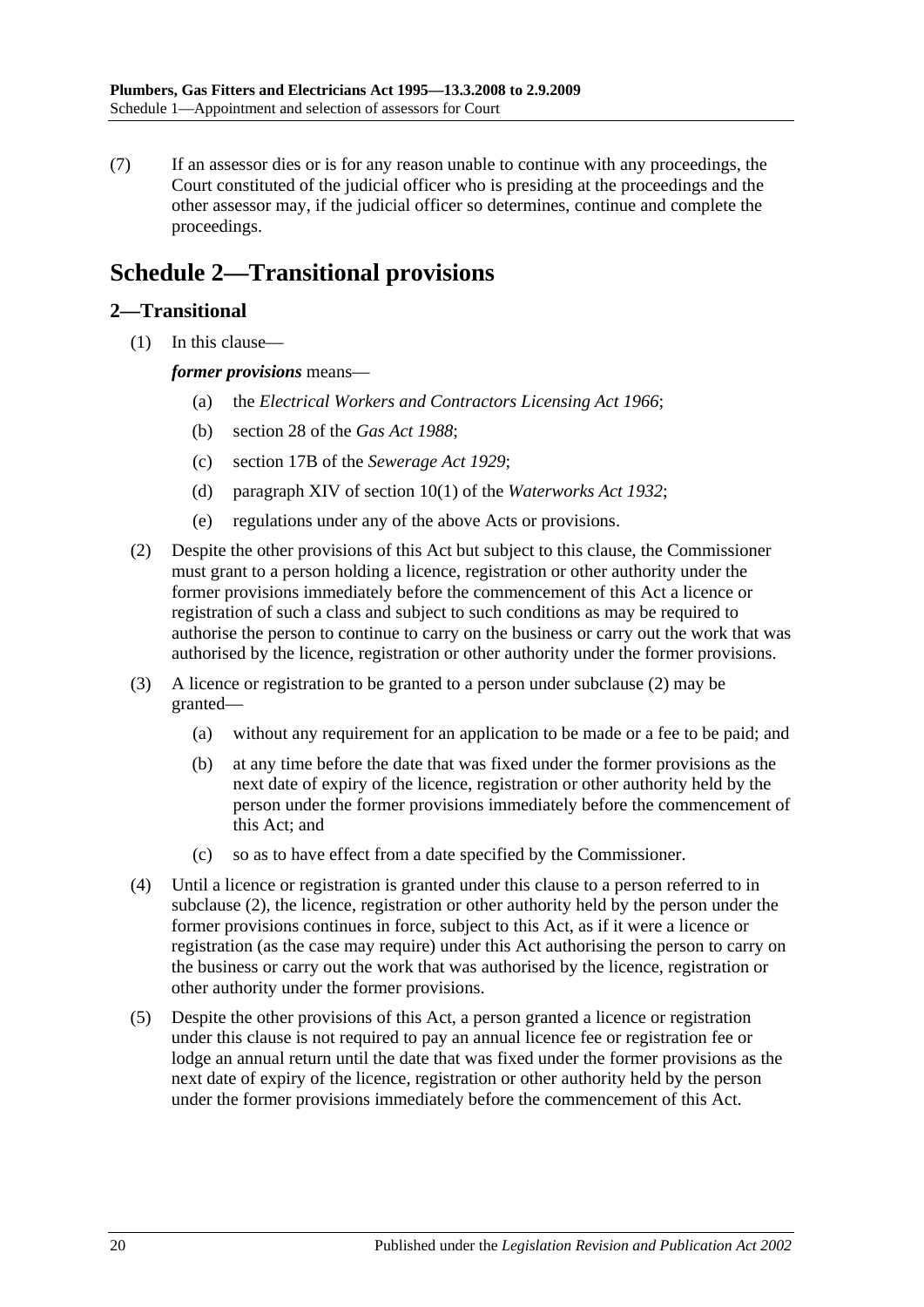(7) If an assessor dies or is for any reason unable to continue with any proceedings, the Court constituted of the judicial officer who is presiding at the proceedings and the other assessor may, if the judicial officer so determines, continue and complete the proceedings.

# Schedule 2—Transitional provisions

## 2—Transitional

(1) In this clause—

***former provisions*** means—

- (a) the *Electrical Workers and Contractors Licensing Act 1966*;
- (b) section 28 of the *Gas Act 1988*;
- (c) section 17B of the *Sewerage Act 1929*;
- (d) paragraph XIV of section 10(1) of the *Waterworks Act 1932*;
- (e) regulations under any of the above Acts or provisions.

(2) Despite the other provisions of this Act but subject to this clause, the Commissioner must grant to a person holding a licence, registration or other authority under the former provisions immediately before the commencement of this Act a licence or registration of such a class and subject to such conditions as may be required to authorise the person to continue to carry on the business or carry out the work that was authorised by the licence, registration or other authority under the former provisions.

(3) A licence or registration to be granted to a person under subclause (2) may be granted—

- (a) without any requirement for an application to be made or a fee to be paid; and
- (b) at any time before the date that was fixed under the former provisions as the next date of expiry of the licence, registration or other authority held by the person under the former provisions immediately before the commencement of this Act; and
- (c) so as to have effect from a date specified by the Commissioner.

(4) Until a licence or registration is granted under this clause to a person referred to in subclause (2), the licence, registration or other authority held by the person under the former provisions continues in force, subject to this Act, as if it were a licence or registration (as the case may require) under this Act authorising the person to carry on the business or carry out the work that was authorised by the licence, registration or other authority under the former provisions.

(5) Despite the other provisions of this Act, a person granted a licence or registration under this clause is not required to pay an annual licence fee or registration fee or lodge an annual return until the date that was fixed under the former provisions as the next date of expiry of the licence, registration or other authority held by the person under the former provisions immediately before the commencement of this Act.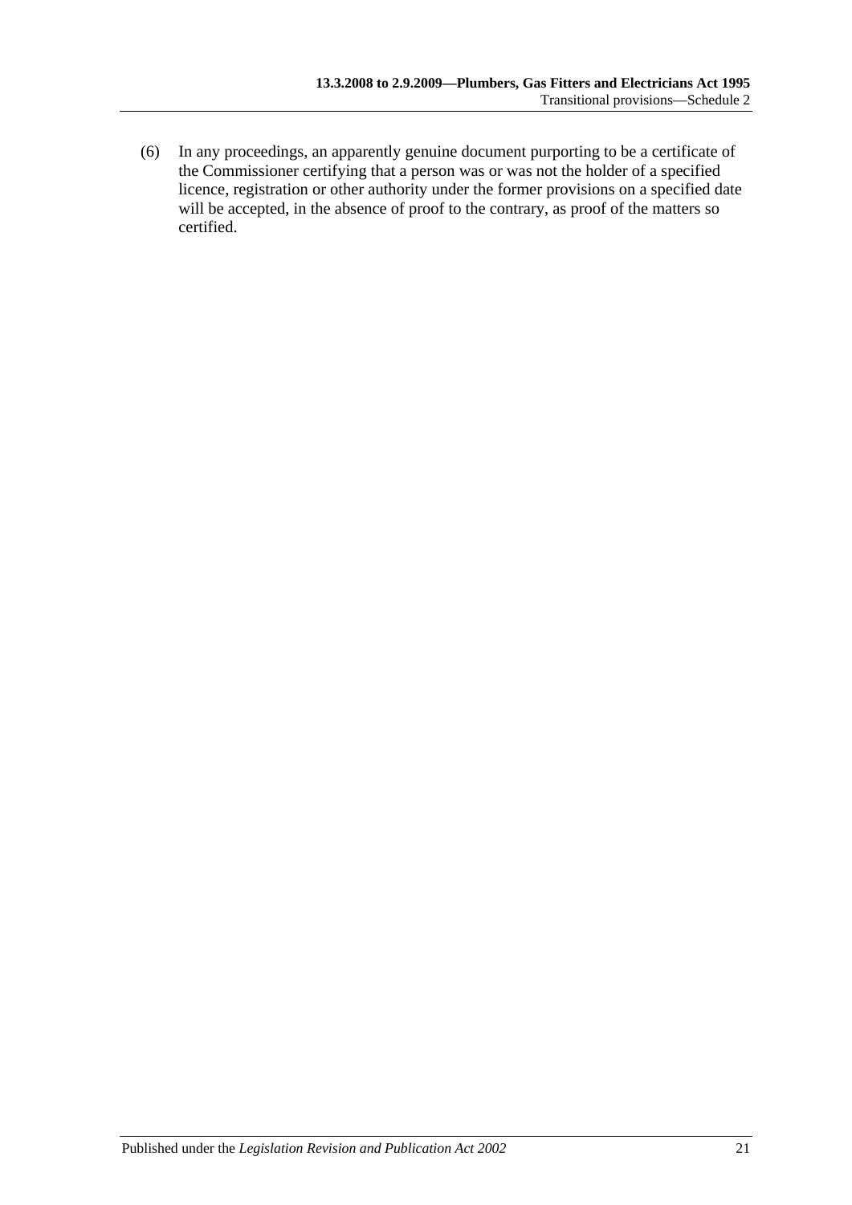(6) In any proceedings, an apparently genuine document purporting to be a certificate of the Commissioner certifying that a person was or was not the holder of a specified licence, registration or other authority under the former provisions on a specified date will be accepted, in the absence of proof to the contrary, as proof of the matters so certified.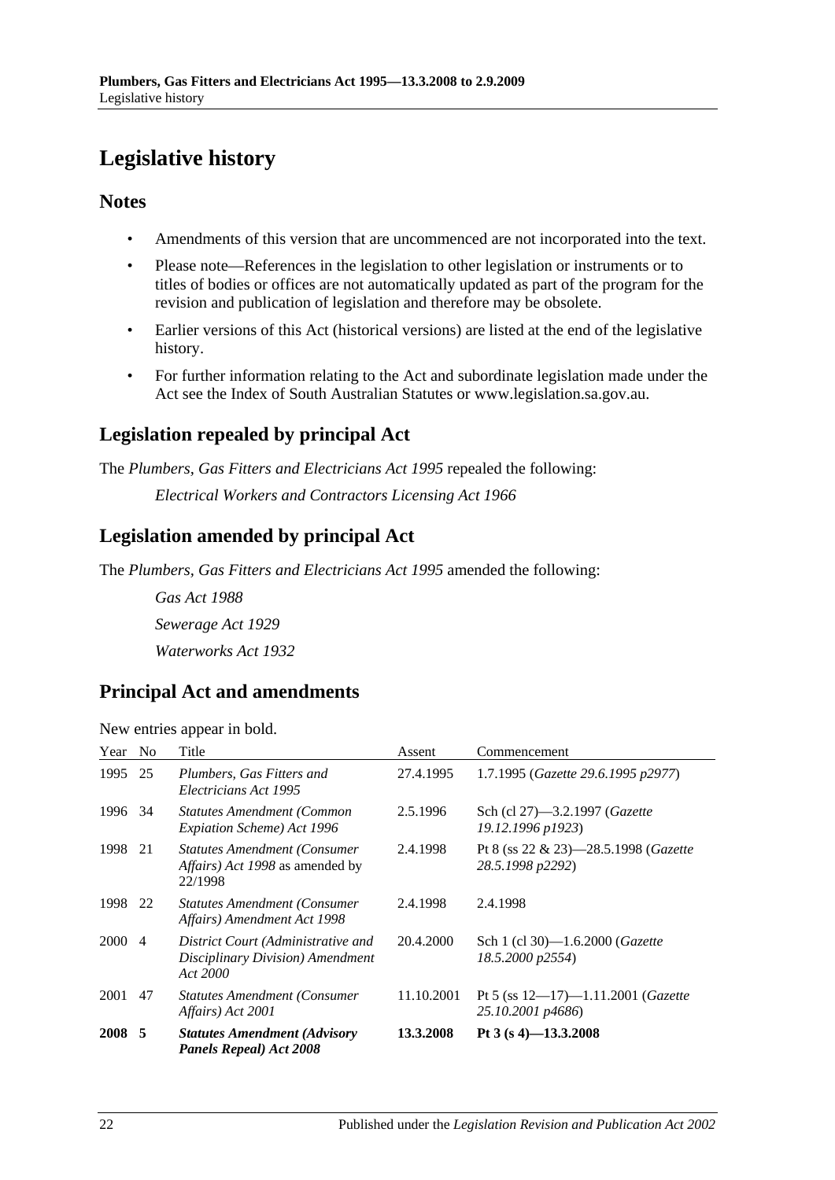# Legislative history

## Notes

- Amendments of this version that are uncommenced are not incorporated into the text.
- Please note—References in the legislation to other legislation or instruments or to titles of bodies or offices are not automatically updated as part of the program for the revision and publication of legislation and therefore may be obsolete.
- Earlier versions of this Act (historical versions) are listed at the end of the legislative history.
- For further information relating to the Act and subordinate legislation made under the Act see the Index of South Australian Statutes or www.legislation.sa.gov.au.

## Legislation repealed by principal Act

The *Plumbers, Gas Fitters and Electricians Act 1995* repealed the following:

*Electrical Workers and Contractors Licensing Act 1966*

## Legislation amended by principal Act

The *Plumbers, Gas Fitters and Electricians Act 1995* amended the following:

*Gas Act 1988*

*Sewerage Act 1929*

*Waterworks Act 1932*

## Principal Act and amendments

New entries appear in bold.

| Year | No | Title | Assent | Commencement |
|---|---|---|---|---|
| 1995 | 25 | *Plumbers, Gas Fitters and Electricians Act 1995* | 27.4.1995 | 1.7.1995 (*Gazette 29.6.1995 p2977*) |
| 1996 | 34 | *Statutes Amendment (Common Expiation Scheme) Act 1996* | 2.5.1996 | Sch (cl 27)—3.2.1997 (*Gazette 19.12.1996 p1923*) |
| 1998 | 21 | *Statutes Amendment (Consumer Affairs) Act 1998* as amended by 22/1998 | 2.4.1998 | Pt 8 (ss 22 & 23)—28.5.1998 (*Gazette 28.5.1998 p2292*) |
| 1998 | 22 | *Statutes Amendment (Consumer Affairs) Amendment Act 1998* | 2.4.1998 | 2.4.1998 |
| 2000 | 4 | *District Court (Administrative and Disciplinary Division) Amendment Act 2000* | 20.4.2000 | Sch 1 (cl 30)—1.6.2000 (*Gazette 18.5.2000 p2554*) |
| 2001 | 47 | *Statutes Amendment (Consumer Affairs) Act 2001* | 11.10.2001 | Pt 5 (ss 12—17)—1.11.2001 (*Gazette 25.10.2001 p4686*) |
| **2008** | **5** | ***Statutes Amendment (Advisory Panels Repeal) Act 2008*** | **13.3.2008** | **Pt 3 (s 4)—13.3.2008** |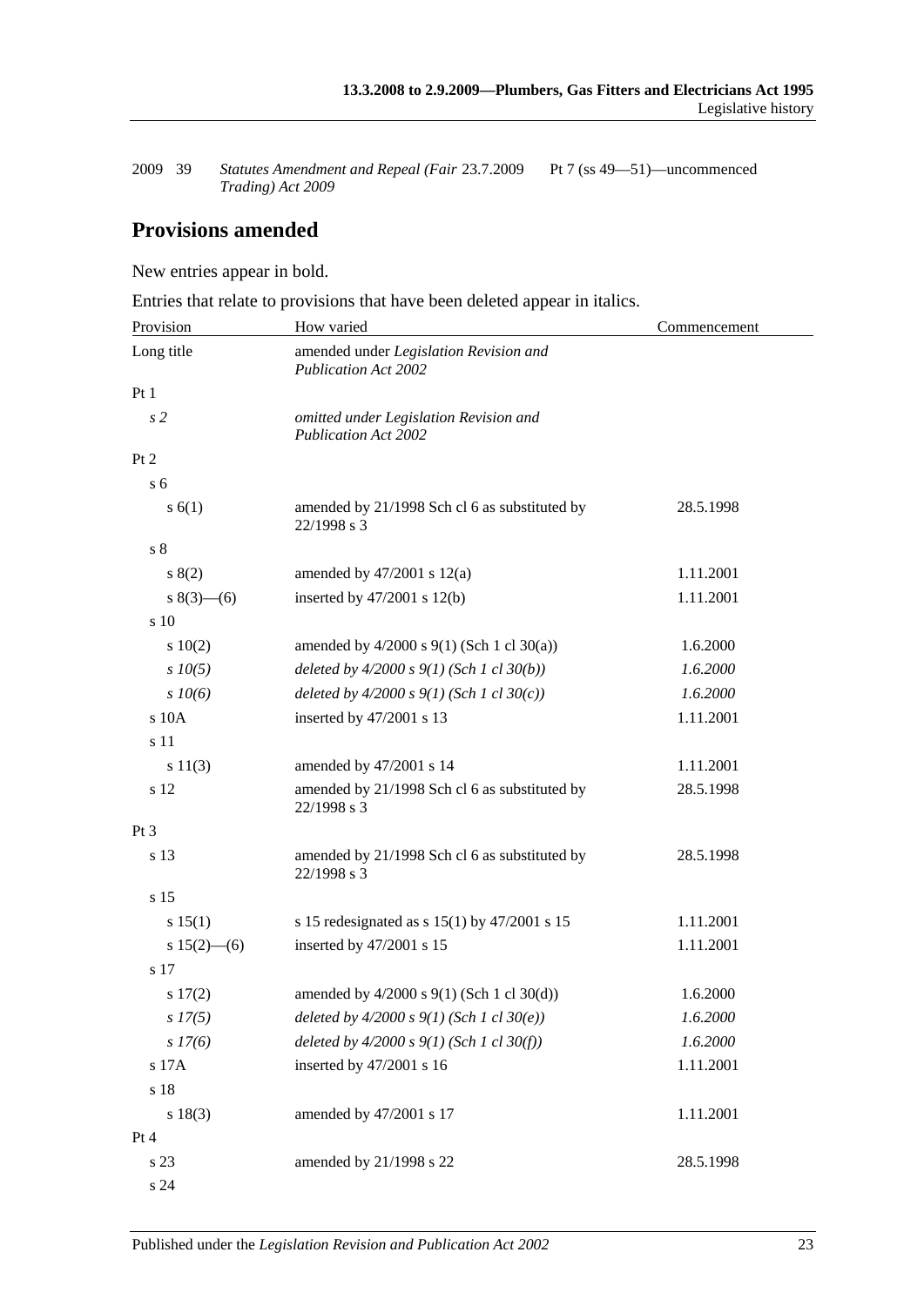| | | | |
|---|---|---|---|
| 2009 39 | *Statutes Amendment and Repeal (Fair Trading) Act 2009* | 23.7.2009 | Pt 7 (ss 49—51)—uncommenced |

## Provisions amended

New entries appear in bold.

Entries that relate to provisions that have been deleted appear in italics.

| Provision | How varied | Commencement |
|---|---|---|
| Long title | amended under *Legislation Revision and Publication Act 2002* | |
| Pt 1 | | |
| *s 2* | *omitted under Legislation Revision and Publication Act 2002* | |
| Pt 2 | | |
| s 6 | | |
| s 6(1) | amended by 21/1998 Sch cl 6 as substituted by 22/1998 s 3 | 28.5.1998 |
| s 8 | | |
| s 8(2) | amended by 47/2001 s 12(a) | 1.11.2001 |
| s 8(3)—(6) | inserted by 47/2001 s 12(b) | 1.11.2001 |
| s 10 | | |
| s 10(2) | amended by 4/2000 s 9(1) (Sch 1 cl 30(a)) | 1.6.2000 |
| *s 10(5)* | *deleted by 4/2000 s 9(1) (Sch 1 cl 30(b))* | *1.6.2000* |
| *s 10(6)* | *deleted by 4/2000 s 9(1) (Sch 1 cl 30(c))* | *1.6.2000* |
| s 10A | inserted by 47/2001 s 13 | 1.11.2001 |
| s 11 | | |
| s 11(3) | amended by 47/2001 s 14 | 1.11.2001 |
| s 12 | amended by 21/1998 Sch cl 6 as substituted by 22/1998 s 3 | 28.5.1998 |
| Pt 3 | | |
| s 13 | amended by 21/1998 Sch cl 6 as substituted by 22/1998 s 3 | 28.5.1998 |
| s 15 | | |
| s 15(1) | s 15 redesignated as s 15(1) by 47/2001 s 15 | 1.11.2001 |
| s 15(2)—(6) | inserted by 47/2001 s 15 | 1.11.2001 |
| s 17 | | |
| s 17(2) | amended by 4/2000 s 9(1) (Sch 1 cl 30(d)) | 1.6.2000 |
| *s 17(5)* | *deleted by 4/2000 s 9(1) (Sch 1 cl 30(e))* | *1.6.2000* |
| *s 17(6)* | *deleted by 4/2000 s 9(1) (Sch 1 cl 30(f))* | *1.6.2000* |
| s 17A | inserted by 47/2001 s 16 | 1.11.2001 |
| s 18 | | |
| s 18(3) | amended by 47/2001 s 17 | 1.11.2001 |
| Pt 4 | | |
| s 23 | amended by 21/1998 s 22 | 28.5.1998 |
| s 24 | | |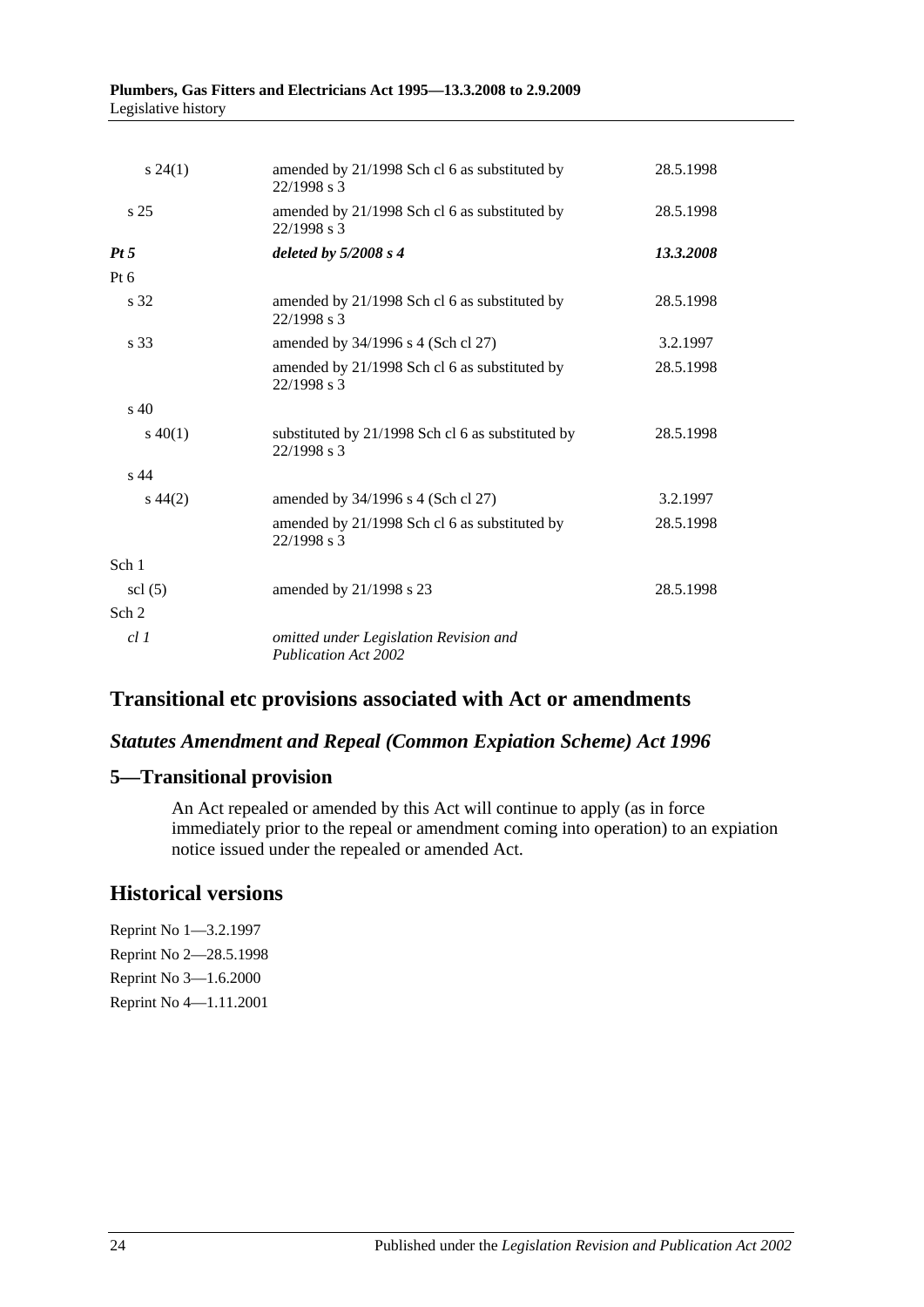| | | |
|---|---|---|
| s 24(1) | amended by 21/1998 Sch cl 6 as substituted by 22/1998 s 3 | 28.5.1998 |
| s 25 | amended by 21/1998 Sch cl 6 as substituted by 22/1998 s 3 | 28.5.1998 |
| ***Pt 5*** | ***deleted by 5/2008 s 4*** | ***13.3.2008*** |
| Pt 6 | | |
| s 32 | amended by 21/1998 Sch cl 6 as substituted by 22/1998 s 3 | 28.5.1998 |
| s 33 | amended by 34/1996 s 4 (Sch cl 27) | 3.2.1997 |
| | amended by 21/1998 Sch cl 6 as substituted by 22/1998 s 3 | 28.5.1998 |
| s 40 | | |
| s 40(1) | substituted by 21/1998 Sch cl 6 as substituted by 22/1998 s 3 | 28.5.1998 |
| s 44 | | |
| s 44(2) | amended by 34/1996 s 4 (Sch cl 27) | 3.2.1997 |
| | amended by 21/1998 Sch cl 6 as substituted by 22/1998 s 3 | 28.5.1998 |
| Sch 1 | | |
| scl (5) | amended by 21/1998 s 23 | 28.5.1998 |
| Sch 2 | | |
| *cl 1* | *omitted under Legislation Revision and Publication Act 2002* | |

## Transitional etc provisions associated with Act or amendments

### *Statutes Amendment and Repeal (Common Expiation Scheme) Act 1996*

### 5—Transitional provision

An Act repealed or amended by this Act will continue to apply (as in force immediately prior to the repeal or amendment coming into operation) to an expiation notice issued under the repealed or amended Act.

## Historical versions

Reprint No 1—3.2.1997

Reprint No 2—28.5.1998

Reprint No 3—1.6.2000

Reprint No 4—1.11.2001